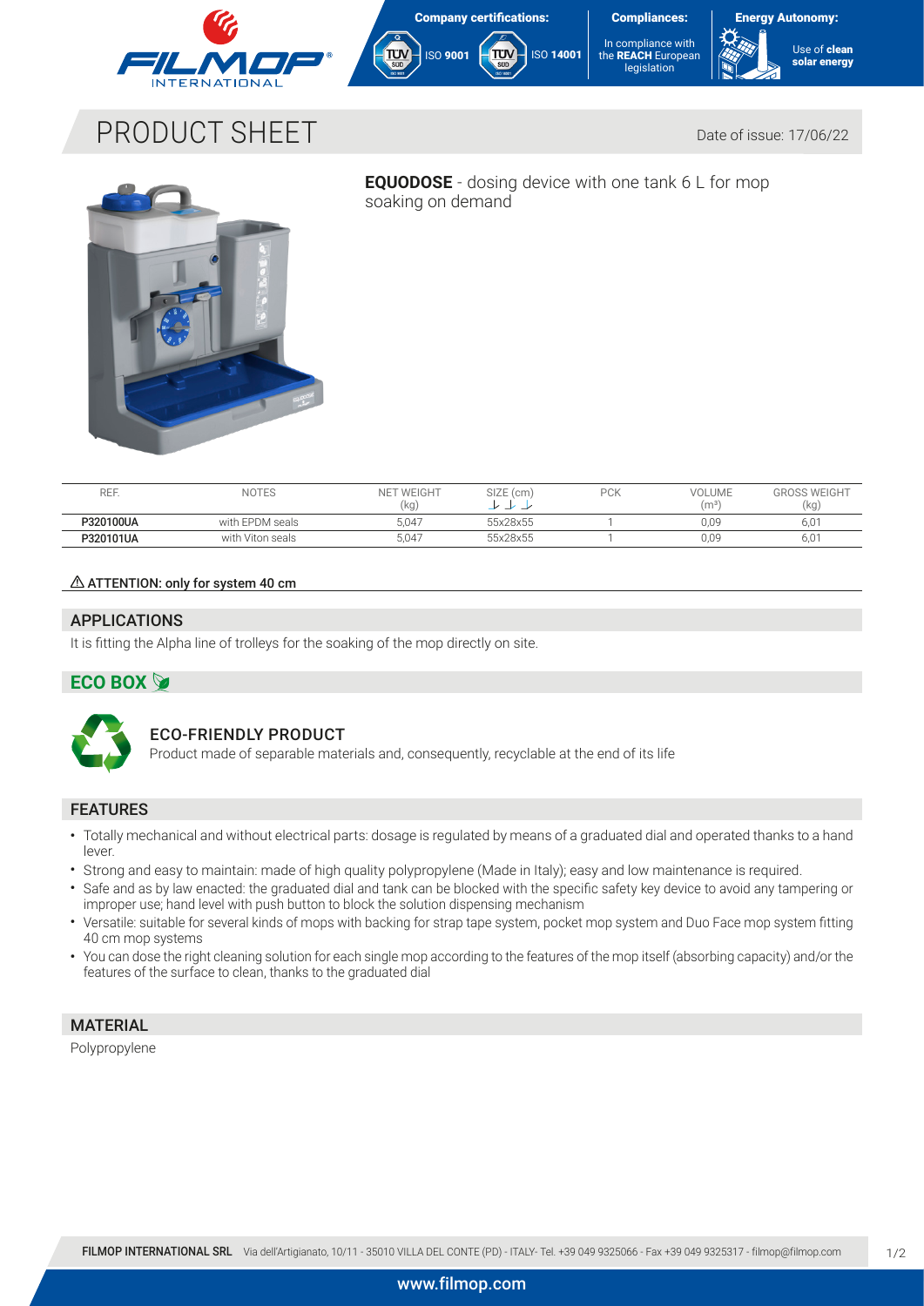Company certifications: ISO 9001 ISO 14001

Compliances: In compliance with the **REACH** European legislation

Energy Autonomy: Use of **clean solar energy**

# PRODUCT SHEET

Date of issue: 17/06/22

**EQUODOSE** - dosing device with one tank 6 L for mop soaking on demand

| REF. | NOTES | NET WEIGHT (kg) | SIZE (cm) | PCK | VOLUME ($m^3$) | GROSS WEIGHT (kg) |
|---|---|---|---|---|---|---|
| **P320100UA** | with EPDM seals | 5,047 | 55x28x55 | 1 | 0,09 | 6,01 |
| **P320101UA** | with Viton seals | 5,047 | 55x28x55 | 1 | 0,09 | 6,01 |

**⚠ ATTENTION: only for system 40 cm**

## APPLICATIONS

It is fitting the Alpha line of trolleys for the soaking of the mop directly on site.

## ECO BOX

### ECO-FRIENDLY PRODUCT

Product made of separable materials and, consequently, recyclable at the end of its life

## FEATURES

- Totally mechanical and without electrical parts: dosage is regulated by means of a graduated dial and operated thanks to a hand lever.
- Strong and easy to maintain: made of high quality polypropylene (Made in Italy); easy and low maintenance is required.
- Safe and as by law enacted: the graduated dial and tank can be blocked with the specific safety key device to avoid any tampering or improper use; hand level with push button to block the solution dispensing mechanism
- Versatile: suitable for several kinds of mops with backing for strap tape system, pocket mop system and Duo Face mop system fitting 40 cm mop systems
- You can dose the right cleaning solution for each single mop according to the features of the mop itself (absorbing capacity) and/or the features of the surface to clean, thanks to the graduated dial

## MATERIAL

Polypropylene

**FILMOP INTERNATIONAL SRL** Via dell'Artigianato, 10/11 - 35010 VILLA DEL CONTE (PD) - ITALY- Tel. +39 049 9325066 - Fax +39 049 9325317 - filmop@filmop.com

www.filmop.com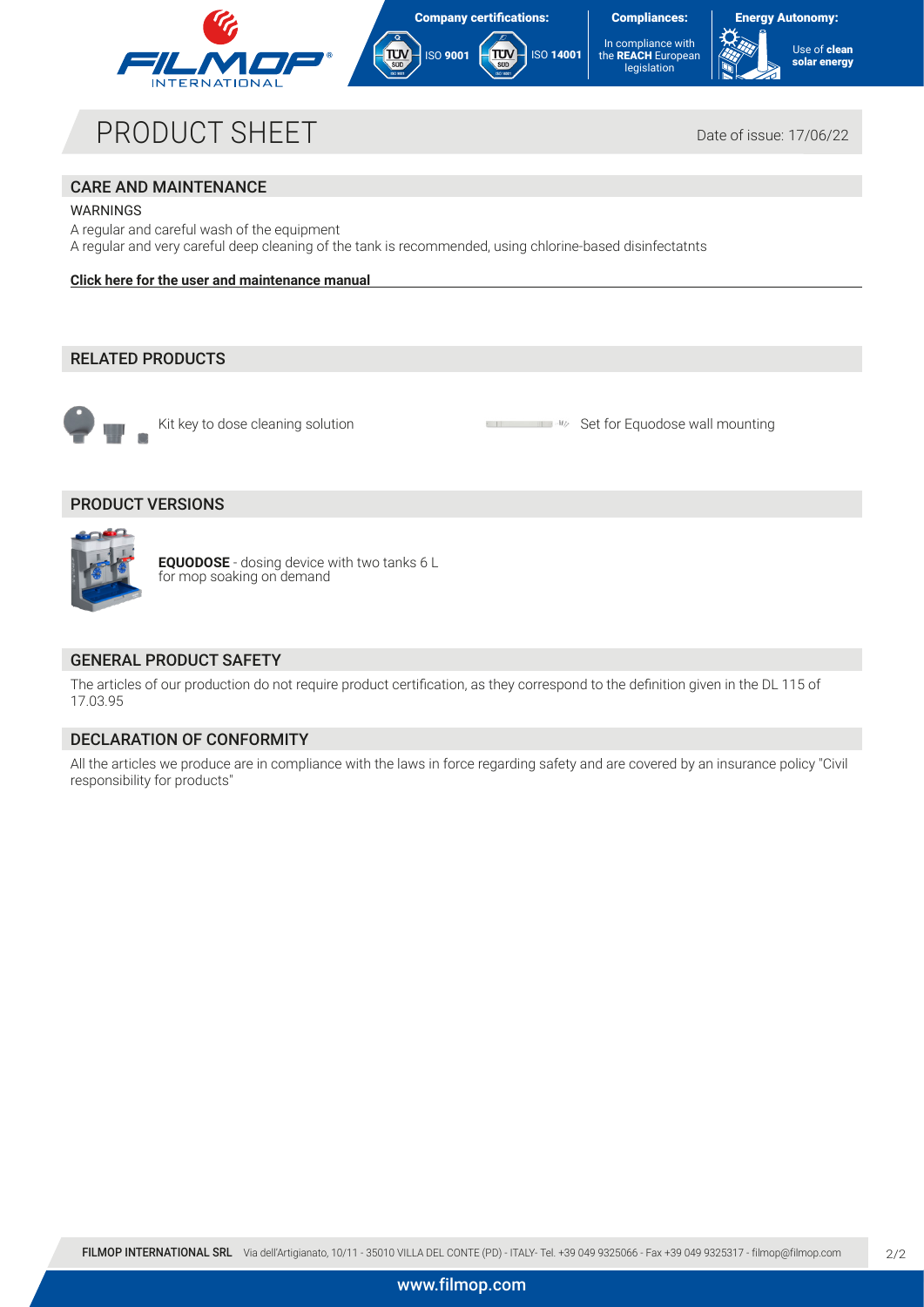# PRODUCT SHEET

Date of issue: 17/06/22

## CARE AND MAINTENANCE

WARNINGS

A regular and careful wash of the equipment

A regular and very careful deep cleaning of the tank is recommended, using chlorine-based disinfectatnts

**Click here for the user and maintenance manual**

## RELATED PRODUCTS

Kit key to dose cleaning solution

Set for Equodose wall mounting

## PRODUCT VERSIONS

**EQUODOSE** - dosing device with two tanks 6 L for mop soaking on demand

## GENERAL PRODUCT SAFETY

The articles of our production do not require product certification, as they correspond to the definition given in the DL 115 of 17.03.95

## DECLARATION OF CONFORMITY

All the articles we produce are in compliance with the laws in force regarding safety and are covered by an insurance policy "Civil responsibility for products"